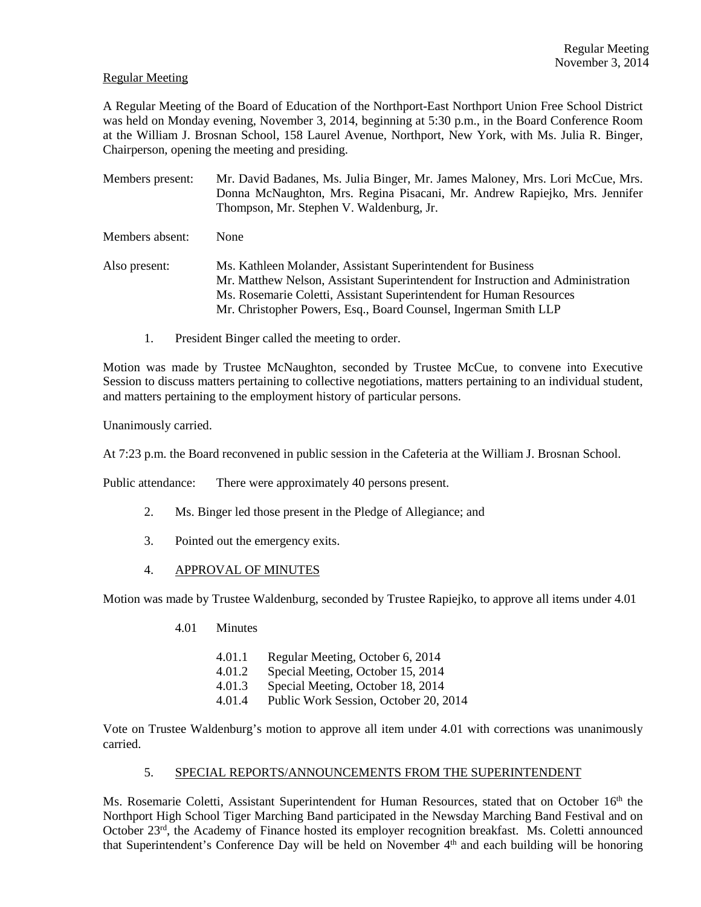Regular Meeting

A Regular Meeting of the Board of Education of the Northport-East Northport Union Free School District was held on Monday evening, November 3, 2014, beginning at 5:30 p.m., in the Board Conference Room at the William J. Brosnan School, 158 Laurel Avenue, Northport, New York, with Ms. Julia R. Binger, Chairperson, opening the meeting and presiding.

Members present: Mr. David Badanes, Ms. Julia Binger, Mr. James Maloney, Mrs. Lori McCue, Mrs. Donna McNaughton, Mrs. Regina Pisacani, Mr. Andrew Rapiejko, Mrs. Jennifer Thompson, Mr. Stephen V. Waldenburg, Jr.

Members absent: None

Also present: Ms. Kathleen Molander, Assistant Superintendent for Business
Mr. Matthew Nelson, Assistant Superintendent for Instruction and Administration
Ms. Rosemarie Coletti, Assistant Superintendent for Human Resources
Mr. Christopher Powers, Esq., Board Counsel, Ingerman Smith LLP

1. President Binger called the meeting to order.

Motion was made by Trustee McNaughton, seconded by Trustee McCue, to convene into Executive Session to discuss matters pertaining to collective negotiations, matters pertaining to an individual student, and matters pertaining to the employment history of particular persons.

Unanimously carried.

At 7:23 p.m. the Board reconvened in public session in the Cafeteria at the William J. Brosnan School.

Public attendance: There were approximately 40 persons present.

2. Ms. Binger led those present in the Pledge of Allegiance; and

3. Pointed out the emergency exits.

4. APPROVAL OF MINUTES

Motion was made by Trustee Waldenburg, seconded by Trustee Rapiejko, to approve all items under 4.01

4.01 Minutes

4.01.1 Regular Meeting, October 6, 2014
4.01.2 Special Meeting, October 15, 2014
4.01.3 Special Meeting, October 18, 2014
4.01.4 Public Work Session, October 20, 2014

Vote on Trustee Waldenburg's motion to approve all item under 4.01 with corrections was unanimously carried.

5. SPECIAL REPORTS/ANNOUNCEMENTS FROM THE SUPERINTENDENT

Ms. Rosemarie Coletti, Assistant Superintendent for Human Resources, stated that on October 16th the Northport High School Tiger Marching Band participated in the Newsday Marching Band Festival and on October 23rd, the Academy of Finance hosted its employer recognition breakfast. Ms. Coletti announced that Superintendent's Conference Day will be held on November 4th and each building will be honoring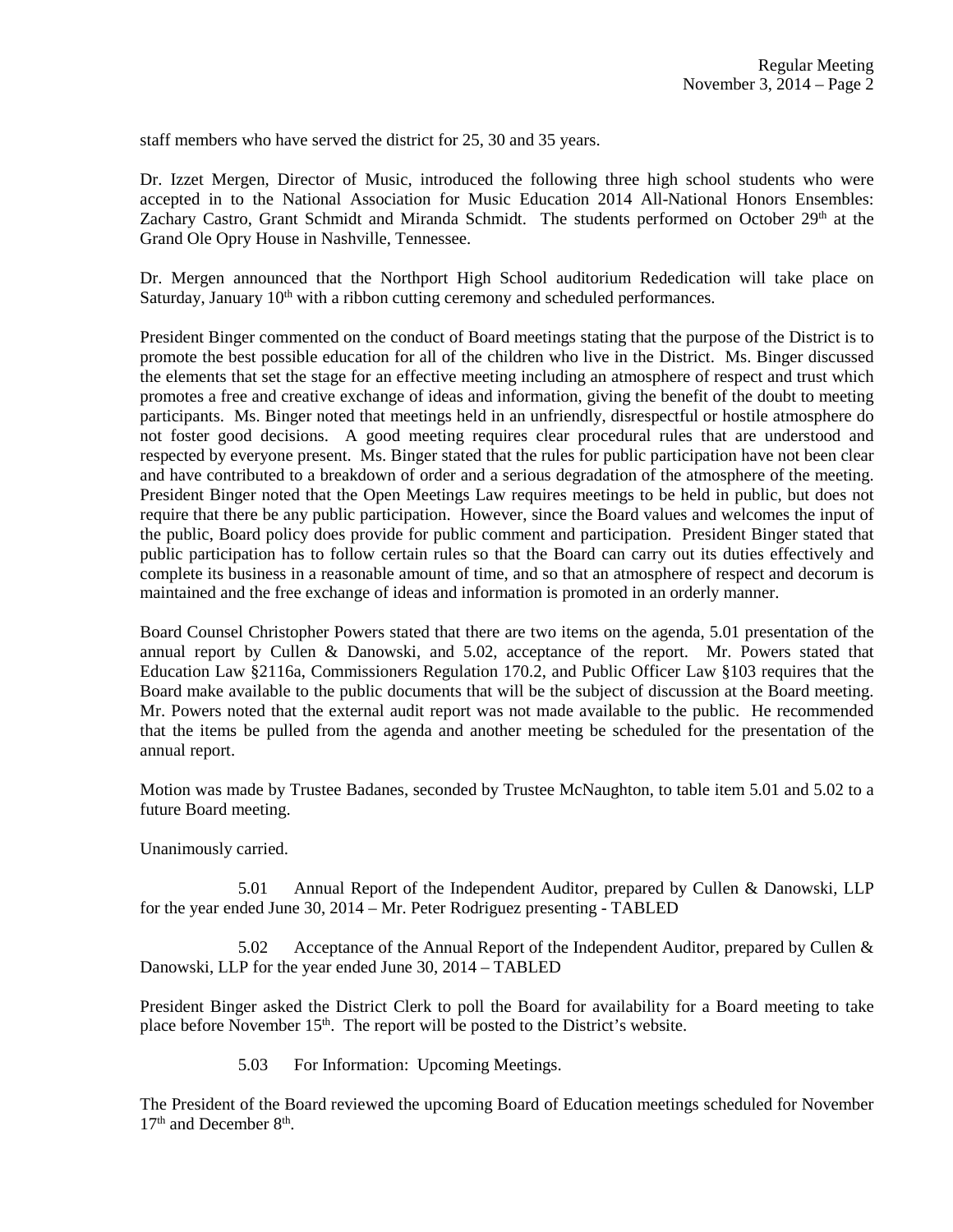staff members who have served the district for 25, 30 and 35 years.

Dr. Izzet Mergen, Director of Music, introduced the following three high school students who were accepted in to the National Association for Music Education 2014 All-National Honors Ensembles: Zachary Castro, Grant Schmidt and Miranda Schmidt. The students performed on October 29th at the Grand Ole Opry House in Nashville, Tennessee.

Dr. Mergen announced that the Northport High School auditorium Rededication will take place on Saturday, January 10th with a ribbon cutting ceremony and scheduled performances.

President Binger commented on the conduct of Board meetings stating that the purpose of the District is to promote the best possible education for all of the children who live in the District. Ms. Binger discussed the elements that set the stage for an effective meeting including an atmosphere of respect and trust which promotes a free and creative exchange of ideas and information, giving the benefit of the doubt to meeting participants. Ms. Binger noted that meetings held in an unfriendly, disrespectful or hostile atmosphere do not foster good decisions. A good meeting requires clear procedural rules that are understood and respected by everyone present. Ms. Binger stated that the rules for public participation have not been clear and have contributed to a breakdown of order and a serious degradation of the atmosphere of the meeting. President Binger noted that the Open Meetings Law requires meetings to be held in public, but does not require that there be any public participation. However, since the Board values and welcomes the input of the public, Board policy does provide for public comment and participation. President Binger stated that public participation has to follow certain rules so that the Board can carry out its duties effectively and complete its business in a reasonable amount of time, and so that an atmosphere of respect and decorum is maintained and the free exchange of ideas and information is promoted in an orderly manner.

Board Counsel Christopher Powers stated that there are two items on the agenda, 5.01 presentation of the annual report by Cullen & Danowski, and 5.02, acceptance of the report. Mr. Powers stated that Education Law §2116a, Commissioners Regulation 170.2, and Public Officer Law §103 requires that the Board make available to the public documents that will be the subject of discussion at the Board meeting. Mr. Powers noted that the external audit report was not made available to the public. He recommended that the items be pulled from the agenda and another meeting be scheduled for the presentation of the annual report.

Motion was made by Trustee Badanes, seconded by Trustee McNaughton, to table item 5.01 and 5.02 to a future Board meeting.

Unanimously carried.

5.01 Annual Report of the Independent Auditor, prepared by Cullen & Danowski, LLP for the year ended June 30, 2014 – Mr. Peter Rodriguez presenting - TABLED

5.02 Acceptance of the Annual Report of the Independent Auditor, prepared by Cullen & Danowski, LLP for the year ended June 30, 2014 – TABLED

President Binger asked the District Clerk to poll the Board for availability for a Board meeting to take place before November 15th. The report will be posted to the District's website.

5.03 For Information: Upcoming Meetings.

The President of the Board reviewed the upcoming Board of Education meetings scheduled for November 17th and December 8th.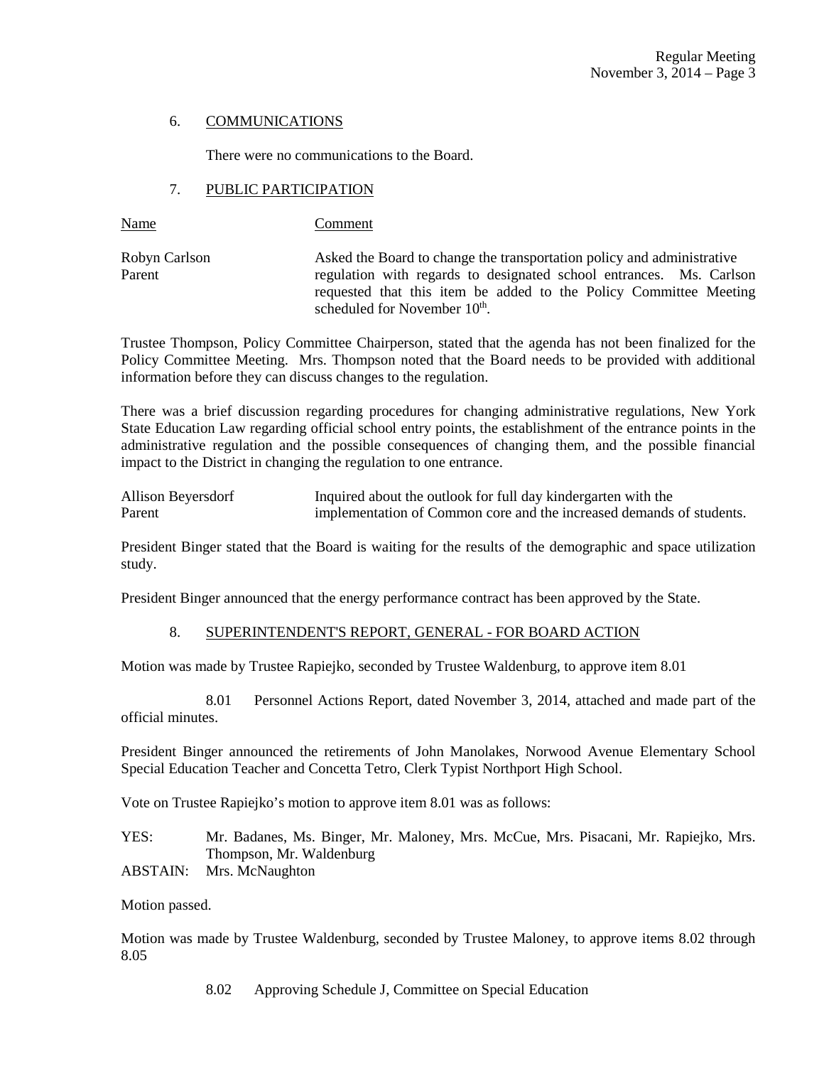6. COMMUNICATIONS

There were no communications to the Board.

7. PUBLIC PARTICIPATION

| Name | Comment |
|---|---|
| Robyn Carlson<br>Parent | Asked the Board to change the transportation policy and administrative regulation with regards to designated school entrances. Ms. Carlson requested that this item be added to the Policy Committee Meeting scheduled for November 10th. |

Trustee Thompson, Policy Committee Chairperson, stated that the agenda has not been finalized for the Policy Committee Meeting. Mrs. Thompson noted that the Board needs to be provided with additional information before they can discuss changes to the regulation.

There was a brief discussion regarding procedures for changing administrative regulations, New York State Education Law regarding official school entry points, the establishment of the entrance points in the administrative regulation and the possible consequences of changing them, and the possible financial impact to the District in changing the regulation to one entrance.

| | |
|---|---|
| Allison Beyersdorf<br>Parent | Inquired about the outlook for full day kindergarten with the implementation of Common core and the increased demands of students. |

President Binger stated that the Board is waiting for the results of the demographic and space utilization study.

President Binger announced that the energy performance contract has been approved by the State.

8. SUPERINTENDENT'S REPORT, GENERAL - FOR BOARD ACTION

Motion was made by Trustee Rapiejko, seconded by Trustee Waldenburg, to approve item 8.01

8.01 Personnel Actions Report, dated November 3, 2014, attached and made part of the official minutes.

President Binger announced the retirements of John Manolakes, Norwood Avenue Elementary School Special Education Teacher and Concetta Tetro, Clerk Typist Northport High School.

Vote on Trustee Rapiejko's motion to approve item 8.01 was as follows:

YES: Mr. Badanes, Ms. Binger, Mr. Maloney, Mrs. McCue, Mrs. Pisacani, Mr. Rapiejko, Mrs. Thompson, Mr. Waldenburg

ABSTAIN: Mrs. McNaughton

Motion passed.

Motion was made by Trustee Waldenburg, seconded by Trustee Maloney, to approve items 8.02 through 8.05

8.02 Approving Schedule J, Committee on Special Education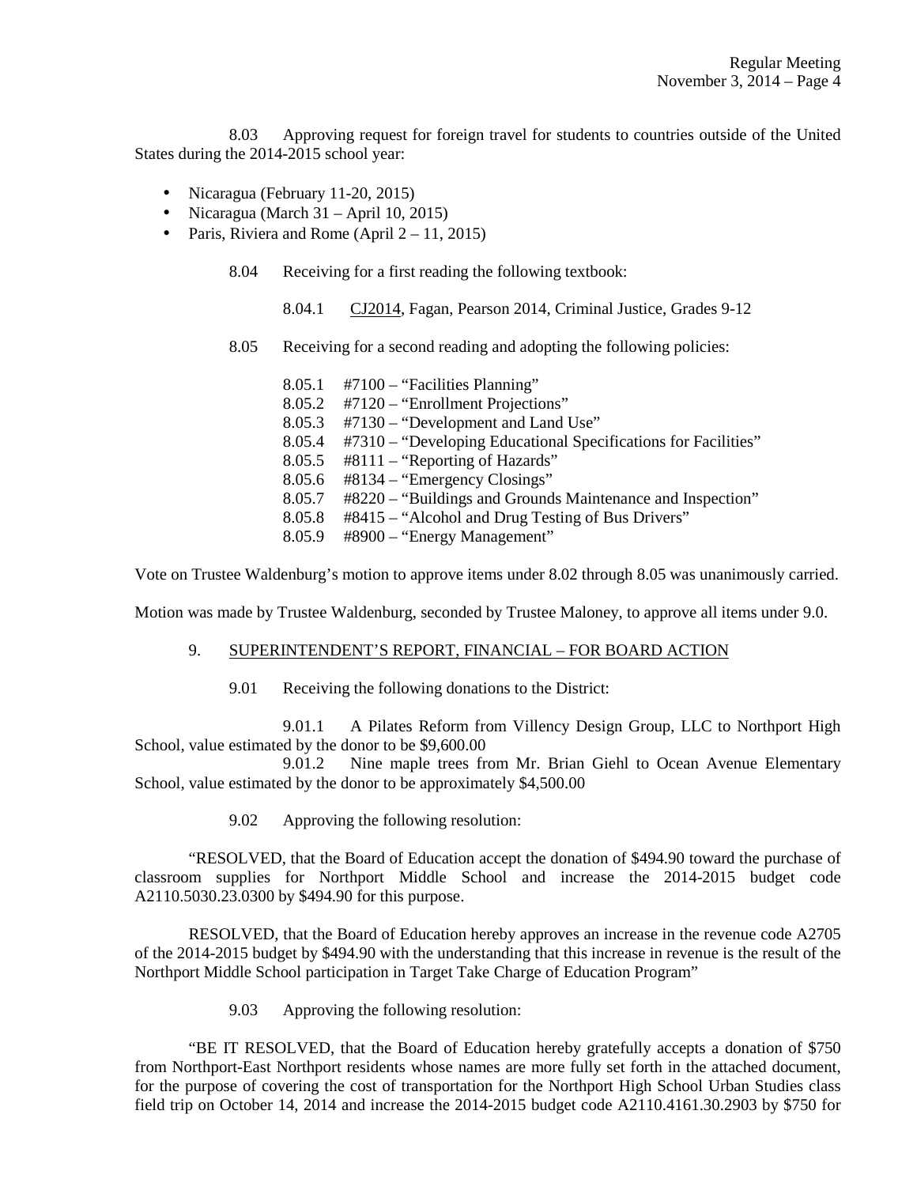8.03 Approving request for foreign travel for students to countries outside of the United States during the 2014-2015 school year:

- Nicaragua (February 11-20, 2015)
- Nicaragua (March 31 – April 10, 2015)
- Paris, Riviera and Rome (April 2 – 11, 2015)

8.04 Receiving for a first reading the following textbook:

8.04.1 CJ2014, Fagan, Pearson 2014, Criminal Justice, Grades 9-12

8.05 Receiving for a second reading and adopting the following policies:

8.05.1 #7100 – "Facilities Planning"
8.05.2 #7120 – "Enrollment Projections"
8.05.3 #7130 – "Development and Land Use"
8.05.4 #7310 – "Developing Educational Specifications for Facilities"
8.05.5 #8111 – "Reporting of Hazards"
8.05.6 #8134 – "Emergency Closings"
8.05.7 #8220 – "Buildings and Grounds Maintenance and Inspection"
8.05.8 #8415 – "Alcohol and Drug Testing of Bus Drivers"
8.05.9 #8900 – "Energy Management"

Vote on Trustee Waldenburg's motion to approve items under 8.02 through 8.05 was unanimously carried.

Motion was made by Trustee Waldenburg, seconded by Trustee Maloney, to approve all items under 9.0.

9. SUPERINTENDENT'S REPORT, FINANCIAL – FOR BOARD ACTION

9.01 Receiving the following donations to the District:

9.01.1 A Pilates Reform from Villency Design Group, LLC to Northport High School, value estimated by the donor to be $9,600.00

9.01.2 Nine maple trees from Mr. Brian Giehl to Ocean Avenue Elementary School, value estimated by the donor to be approximately $4,500.00

9.02 Approving the following resolution:

"RESOLVED, that the Board of Education accept the donation of $494.90 toward the purchase of classroom supplies for Northport Middle School and increase the 2014-2015 budget code A2110.5030.23.0300 by $494.90 for this purpose.

RESOLVED, that the Board of Education hereby approves an increase in the revenue code A2705 of the 2014-2015 budget by $494.90 with the understanding that this increase in revenue is the result of the Northport Middle School participation in Target Take Charge of Education Program"

9.03 Approving the following resolution:

"BE IT RESOLVED, that the Board of Education hereby gratefully accepts a donation of $750 from Northport-East Northport residents whose names are more fully set forth in the attached document, for the purpose of covering the cost of transportation for the Northport High School Urban Studies class field trip on October 14, 2014 and increase the 2014-2015 budget code A2110.4161.30.2903 by $750 for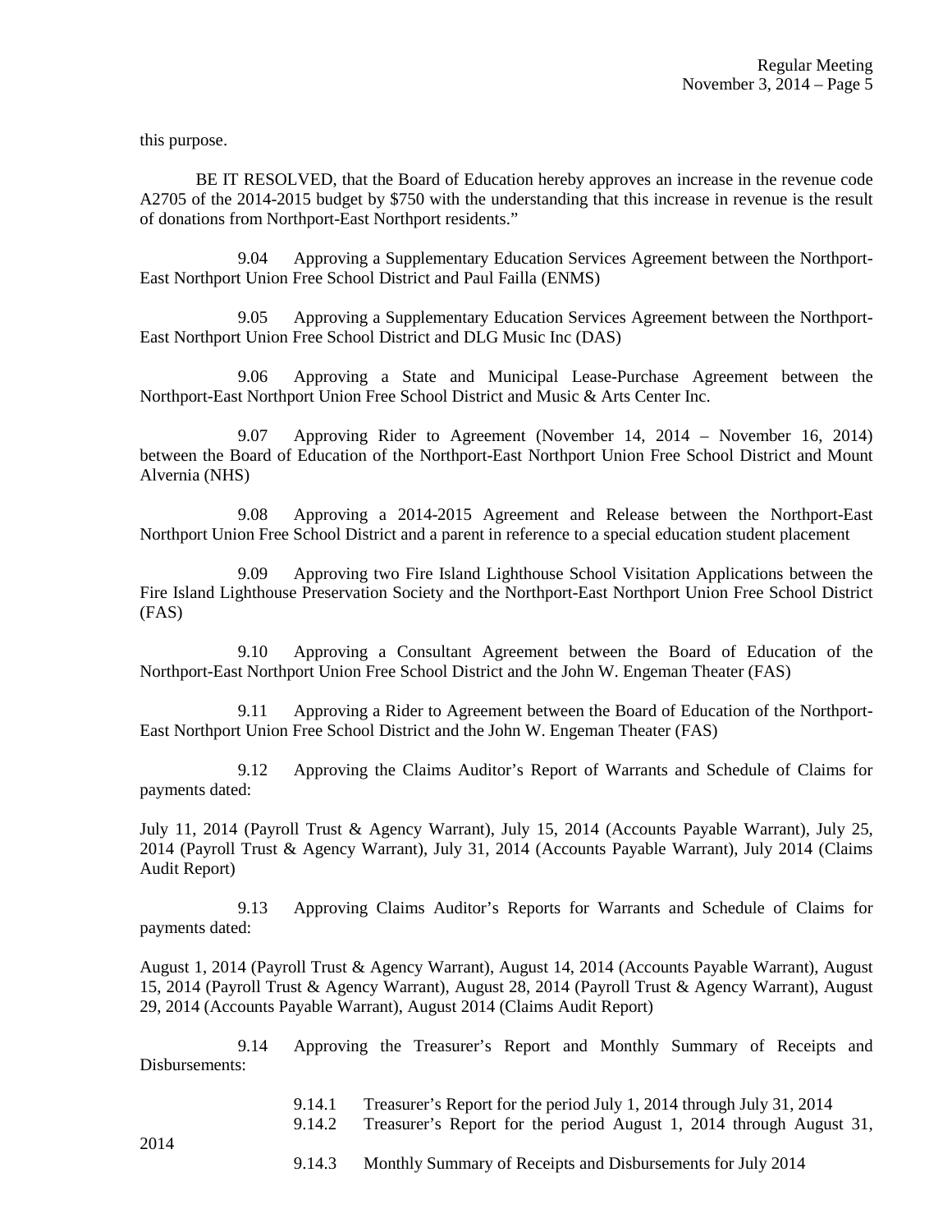this purpose.

BE IT RESOLVED, that the Board of Education hereby approves an increase in the revenue code A2705 of the 2014-2015 budget by $750 with the understanding that this increase in revenue is the result of donations from Northport-East Northport residents."

9.04 Approving a Supplementary Education Services Agreement between the Northport-East Northport Union Free School District and Paul Failla (ENMS)

9.05 Approving a Supplementary Education Services Agreement between the Northport-East Northport Union Free School District and DLG Music Inc (DAS)

9.06 Approving a State and Municipal Lease-Purchase Agreement between the Northport-East Northport Union Free School District and Music & Arts Center Inc.

9.07 Approving Rider to Agreement (November 14, 2014 – November 16, 2014) between the Board of Education of the Northport-East Northport Union Free School District and Mount Alvernia (NHS)

9.08 Approving a 2014-2015 Agreement and Release between the Northport-East Northport Union Free School District and a parent in reference to a special education student placement

9.09 Approving two Fire Island Lighthouse School Visitation Applications between the Fire Island Lighthouse Preservation Society and the Northport-East Northport Union Free School District (FAS)

9.10 Approving a Consultant Agreement between the Board of Education of the Northport-East Northport Union Free School District and the John W. Engeman Theater (FAS)

9.11 Approving a Rider to Agreement between the Board of Education of the Northport-East Northport Union Free School District and the John W. Engeman Theater (FAS)

9.12 Approving the Claims Auditor's Report of Warrants and Schedule of Claims for payments dated:

July 11, 2014 (Payroll Trust & Agency Warrant), July 15, 2014 (Accounts Payable Warrant), July 25, 2014 (Payroll Trust & Agency Warrant), July 31, 2014 (Accounts Payable Warrant), July 2014 (Claims Audit Report)

9.13 Approving Claims Auditor's Reports for Warrants and Schedule of Claims for payments dated:

August 1, 2014 (Payroll Trust & Agency Warrant), August 14, 2014 (Accounts Payable Warrant), August 15, 2014 (Payroll Trust & Agency Warrant), August 28, 2014 (Payroll Trust & Agency Warrant), August 29, 2014 (Accounts Payable Warrant), August 2014 (Claims Audit Report)

9.14 Approving the Treasurer's Report and Monthly Summary of Receipts and Disbursements:

9.14.1 Treasurer's Report for the period July 1, 2014 through July 31, 2014
9.14.2 Treasurer's Report for the period August 1, 2014 through August 31, 2014
9.14.3 Monthly Summary of Receipts and Disbursements for July 2014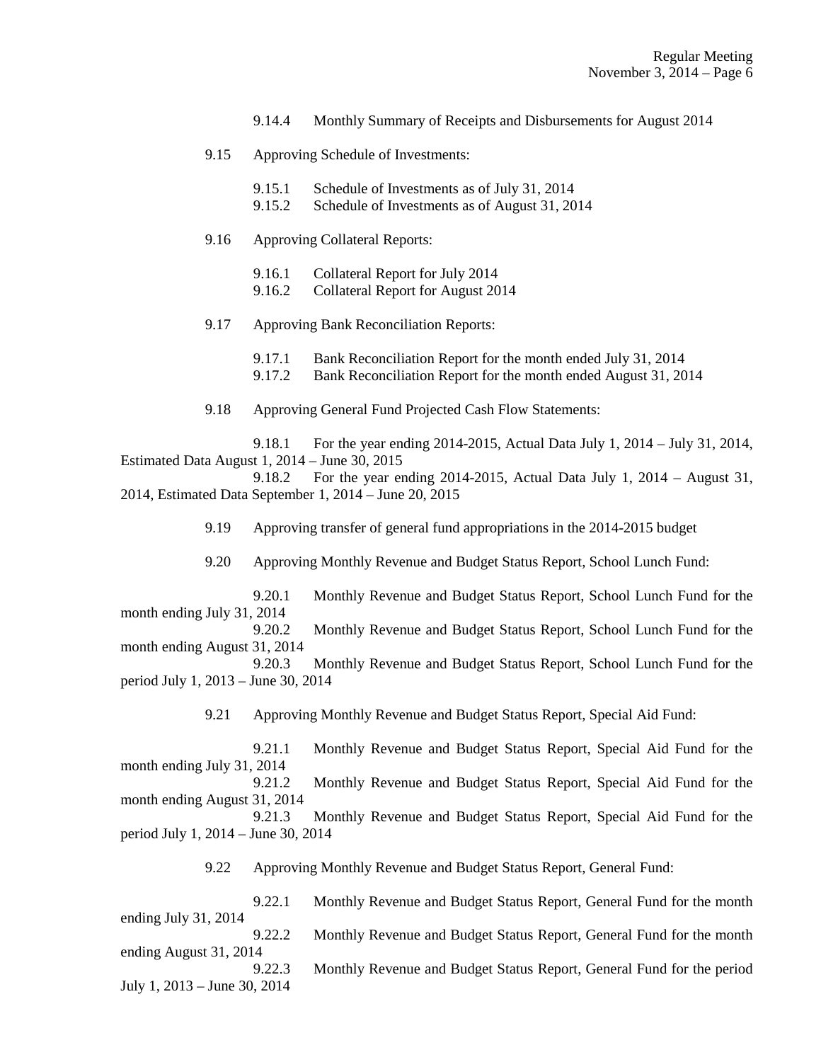9.14.4 Monthly Summary of Receipts and Disbursements for August 2014

9.15 Approving Schedule of Investments:

9.15.1 Schedule of Investments as of July 31, 2014
9.15.2 Schedule of Investments as of August 31, 2014

9.16 Approving Collateral Reports:

9.16.1 Collateral Report for July 2014
9.16.2 Collateral Report for August 2014

9.17 Approving Bank Reconciliation Reports:

9.17.1 Bank Reconciliation Report for the month ended July 31, 2014
9.17.2 Bank Reconciliation Report for the month ended August 31, 2014

9.18 Approving General Fund Projected Cash Flow Statements:

9.18.1 For the year ending 2014-2015, Actual Data July 1, 2014 – July 31, 2014, Estimated Data August 1, 2014 – June 30, 2015
9.18.2 For the year ending 2014-2015, Actual Data July 1, 2014 – August 31, 2014, Estimated Data September 1, 2014 – June 20, 2015

9.19 Approving transfer of general fund appropriations in the 2014-2015 budget

9.20 Approving Monthly Revenue and Budget Status Report, School Lunch Fund:

9.20.1 Monthly Revenue and Budget Status Report, School Lunch Fund for the month ending July 31, 2014
9.20.2 Monthly Revenue and Budget Status Report, School Lunch Fund for the month ending August 31, 2014
9.20.3 Monthly Revenue and Budget Status Report, School Lunch Fund for the period July 1, 2013 – June 30, 2014

9.21 Approving Monthly Revenue and Budget Status Report, Special Aid Fund:

9.21.1 Monthly Revenue and Budget Status Report, Special Aid Fund for the month ending July 31, 2014
9.21.2 Monthly Revenue and Budget Status Report, Special Aid Fund for the month ending August 31, 2014
9.21.3 Monthly Revenue and Budget Status Report, Special Aid Fund for the period July 1, 2014 – June 30, 2014

9.22 Approving Monthly Revenue and Budget Status Report, General Fund:

9.22.1 Monthly Revenue and Budget Status Report, General Fund for the month ending July 31, 2014
9.22.2 Monthly Revenue and Budget Status Report, General Fund for the month ending August 31, 2014
9.22.3 Monthly Revenue and Budget Status Report, General Fund for the period July 1, 2013 – June 30, 2014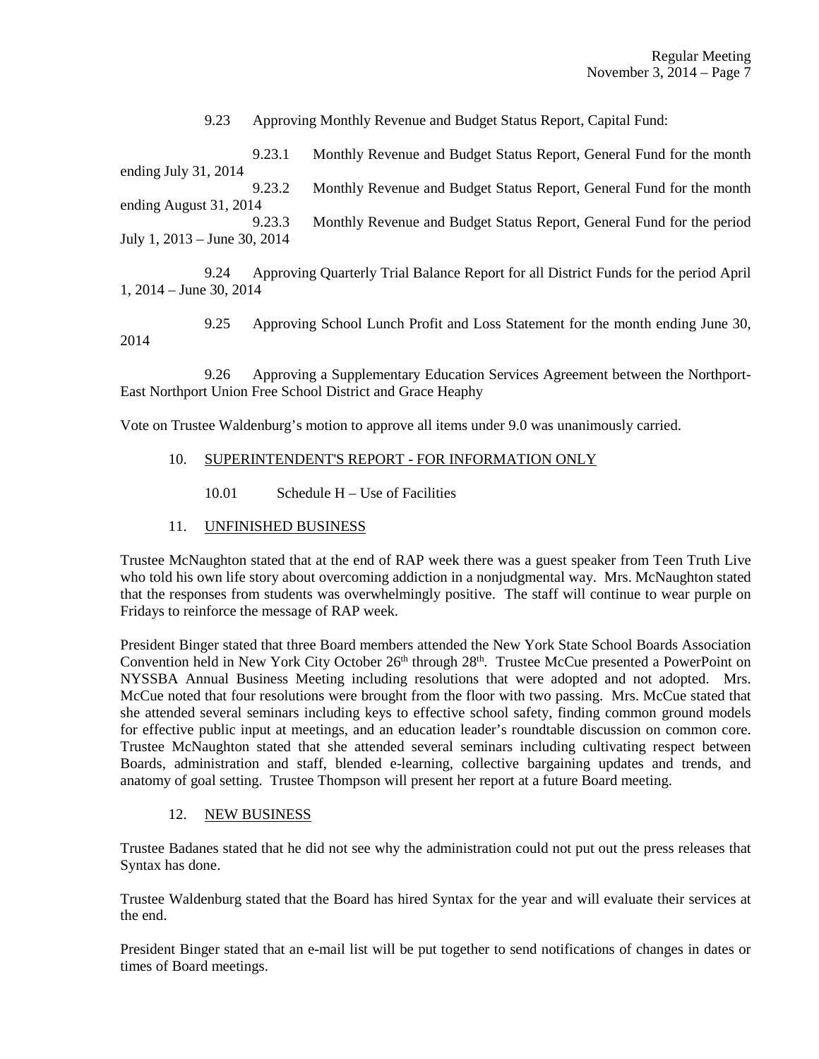9.23 Approving Monthly Revenue and Budget Status Report, Capital Fund:

9.23.1 Monthly Revenue and Budget Status Report, General Fund for the month ending July 31, 2014

9.23.2 Monthly Revenue and Budget Status Report, General Fund for the month ending August 31, 2014

9.23.3 Monthly Revenue and Budget Status Report, General Fund for the period July 1, 2013 – June 30, 2014

9.24 Approving Quarterly Trial Balance Report for all District Funds for the period April 1, 2014 – June 30, 2014

9.25 Approving School Lunch Profit and Loss Statement for the month ending June 30, 2014

9.26 Approving a Supplementary Education Services Agreement between the Northport-East Northport Union Free School District and Grace Heaphy

Vote on Trustee Waldenburg's motion to approve all items under 9.0 was unanimously carried.

10. SUPERINTENDENT'S REPORT - FOR INFORMATION ONLY

10.01 Schedule H – Use of Facilities

11. UNFINISHED BUSINESS

Trustee McNaughton stated that at the end of RAP week there was a guest speaker from Teen Truth Live who told his own life story about overcoming addiction in a nonjudgmental way. Mrs. McNaughton stated that the responses from students was overwhelmingly positive. The staff will continue to wear purple on Fridays to reinforce the message of RAP week.

President Binger stated that three Board members attended the New York State School Boards Association Convention held in New York City October 26th through 28th. Trustee McCue presented a PowerPoint on NYSSBA Annual Business Meeting including resolutions that were adopted and not adopted. Mrs. McCue noted that four resolutions were brought from the floor with two passing. Mrs. McCue stated that she attended several seminars including keys to effective school safety, finding common ground models for effective public input at meetings, and an education leader's roundtable discussion on common core. Trustee McNaughton stated that she attended several seminars including cultivating respect between Boards, administration and staff, blended e-learning, collective bargaining updates and trends, and anatomy of goal setting. Trustee Thompson will present her report at a future Board meeting.

12. NEW BUSINESS

Trustee Badanes stated that he did not see why the administration could not put out the press releases that Syntax has done.

Trustee Waldenburg stated that the Board has hired Syntax for the year and will evaluate their services at the end.

President Binger stated that an e-mail list will be put together to send notifications of changes in dates or times of Board meetings.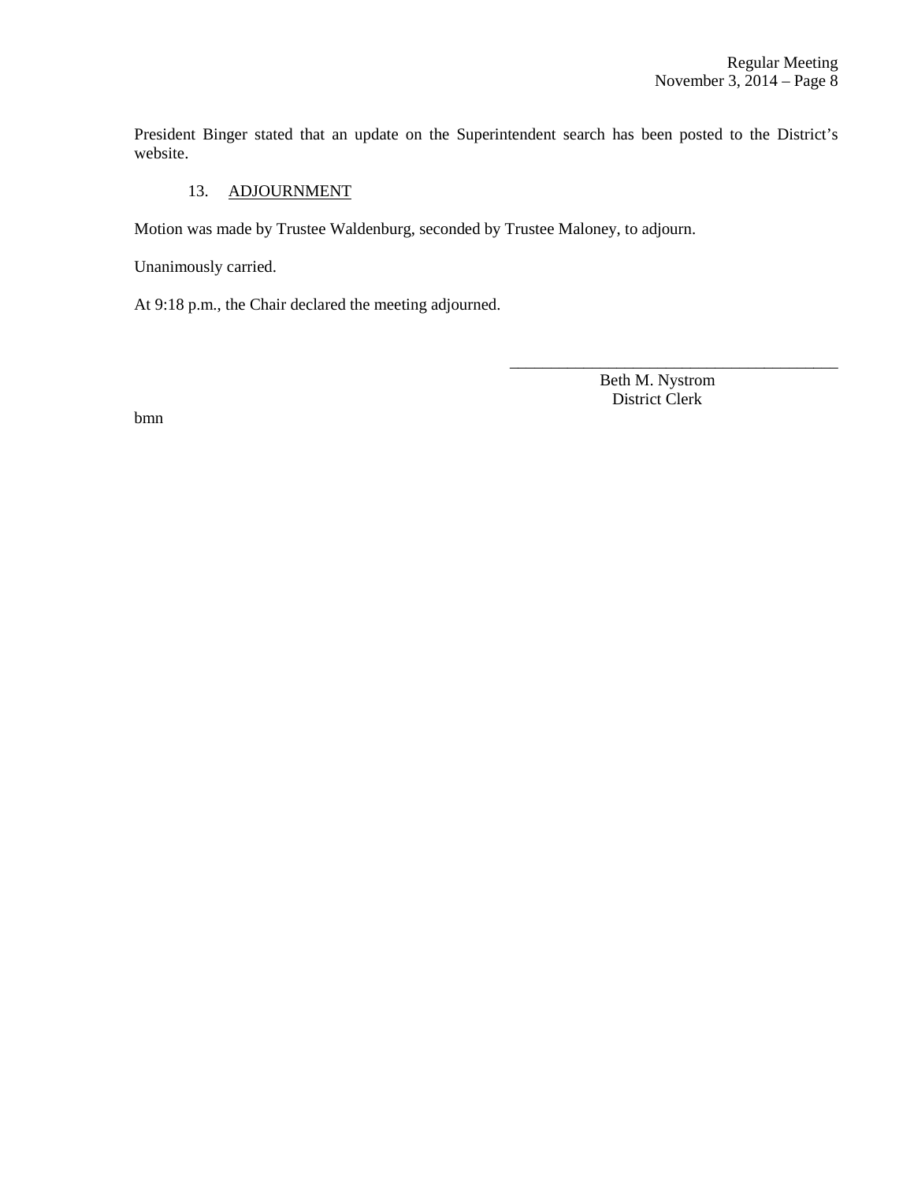President Binger stated that an update on the Superintendent search has been posted to the District's website.

13. ADJOURNMENT

Motion was made by Trustee Waldenburg, seconded by Trustee Maloney, to adjourn.

Unanimously carried.

At 9:18 p.m., the Chair declared the meeting adjourned.

\_\_\_\_\_\_\_\_\_\_\_\_\_\_\_\_\_\_\_\_\_\_\_\_\_\_\_\_\_\_\_\_\_\_\_\_\_\_\_\_

Beth M. Nystrom
District Clerk

bmn